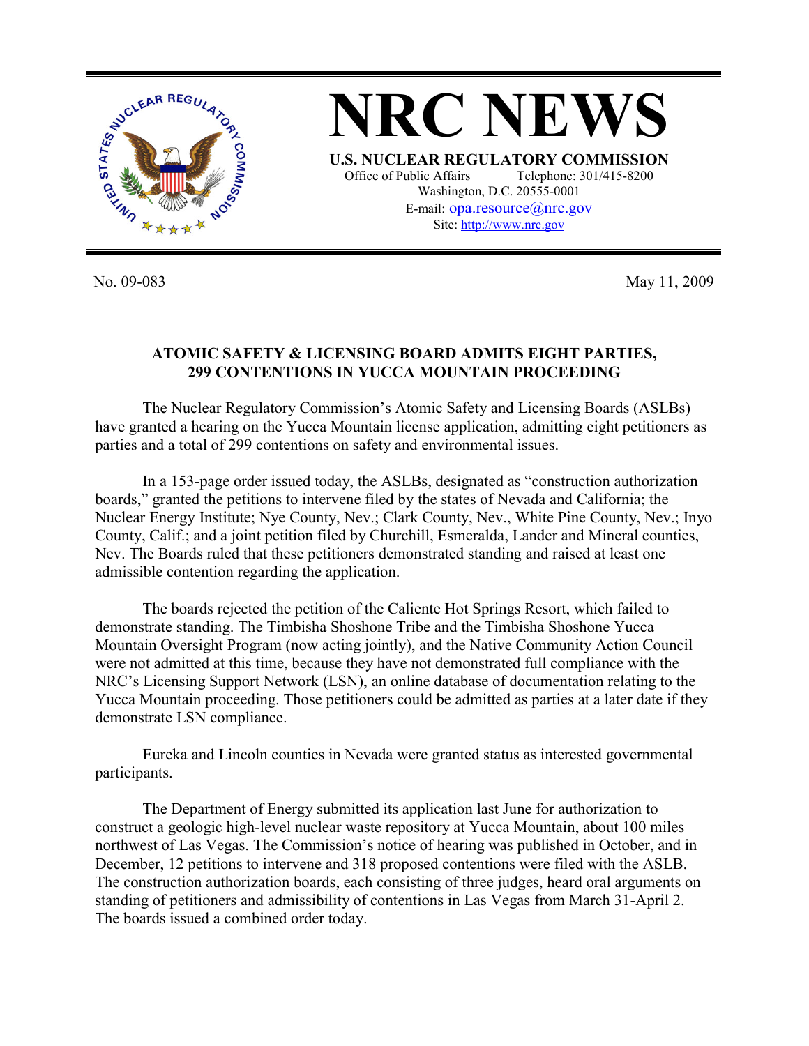# NRC NEWS

**U.S. NUCLEAR REGULATORY COMMISSION**

Office of Public Affairs Telephone: 301/415-8200
Washington, D.C. 20555-0001
E-mail: opa.resource@nrc.gov
Site: http://www.nrc.gov

No. 09-083 May 11, 2009

**ATOMIC SAFETY & LICENSING BOARD ADMITS EIGHT PARTIES, 299 CONTENTIONS IN YUCCA MOUNTAIN PROCEEDING**

The Nuclear Regulatory Commission's Atomic Safety and Licensing Boards (ASLBs) have granted a hearing on the Yucca Mountain license application, admitting eight petitioners as parties and a total of 299 contentions on safety and environmental issues.

In a 153-page order issued today, the ASLBs, designated as "construction authorization boards," granted the petitions to intervene filed by the states of Nevada and California; the Nuclear Energy Institute; Nye County, Nev.; Clark County, Nev., White Pine County, Nev.; Inyo County, Calif.; and a joint petition filed by Churchill, Esmeralda, Lander and Mineral counties, Nev. The Boards ruled that these petitioners demonstrated standing and raised at least one admissible contention regarding the application.

The boards rejected the petition of the Caliente Hot Springs Resort, which failed to demonstrate standing. The Timbisha Shoshone Tribe and the Timbisha Shoshone Yucca Mountain Oversight Program (now acting jointly), and the Native Community Action Council were not admitted at this time, because they have not demonstrated full compliance with the NRC's Licensing Support Network (LSN), an online database of documentation relating to the Yucca Mountain proceeding. Those petitioners could be admitted as parties at a later date if they demonstrate LSN compliance.

Eureka and Lincoln counties in Nevada were granted status as interested governmental participants.

The Department of Energy submitted its application last June for authorization to construct a geologic high-level nuclear waste repository at Yucca Mountain, about 100 miles northwest of Las Vegas. The Commission's notice of hearing was published in October, and in December, 12 petitions to intervene and 318 proposed contentions were filed with the ASLB. The construction authorization boards, each consisting of three judges, heard oral arguments on standing of petitioners and admissibility of contentions in Las Vegas from March 31-April 2. The boards issued a combined order today.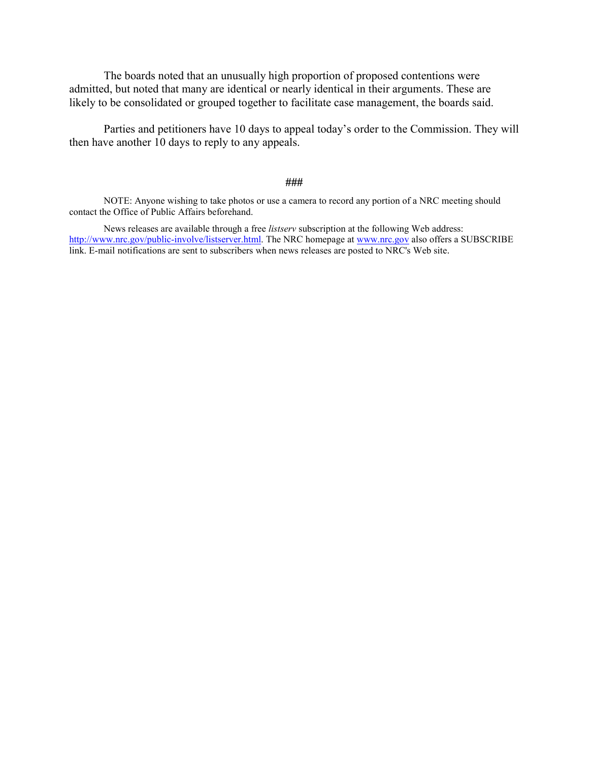The boards noted that an unusually high proportion of proposed contentions were admitted, but noted that many are identical or nearly identical in their arguments. These are likely to be consolidated or grouped together to facilitate case management, the boards said.

Parties and petitioners have 10 days to appeal today's order to the Commission. They will then have another 10 days to reply to any appeals.

###

NOTE: Anyone wishing to take photos or use a camera to record any portion of a NRC meeting should contact the Office of Public Affairs beforehand.

News releases are available through a free *listserv* subscription at the following Web address: [http://www.nrc.gov/public-involve/listserver.html](http://www.nrc.gov/public-involve/listserver.html). The NRC homepage at [www.nrc.gov](http://www.nrc.gov) also offers a SUBSCRIBE link. E-mail notifications are sent to subscribers when news releases are posted to NRC's Web site.